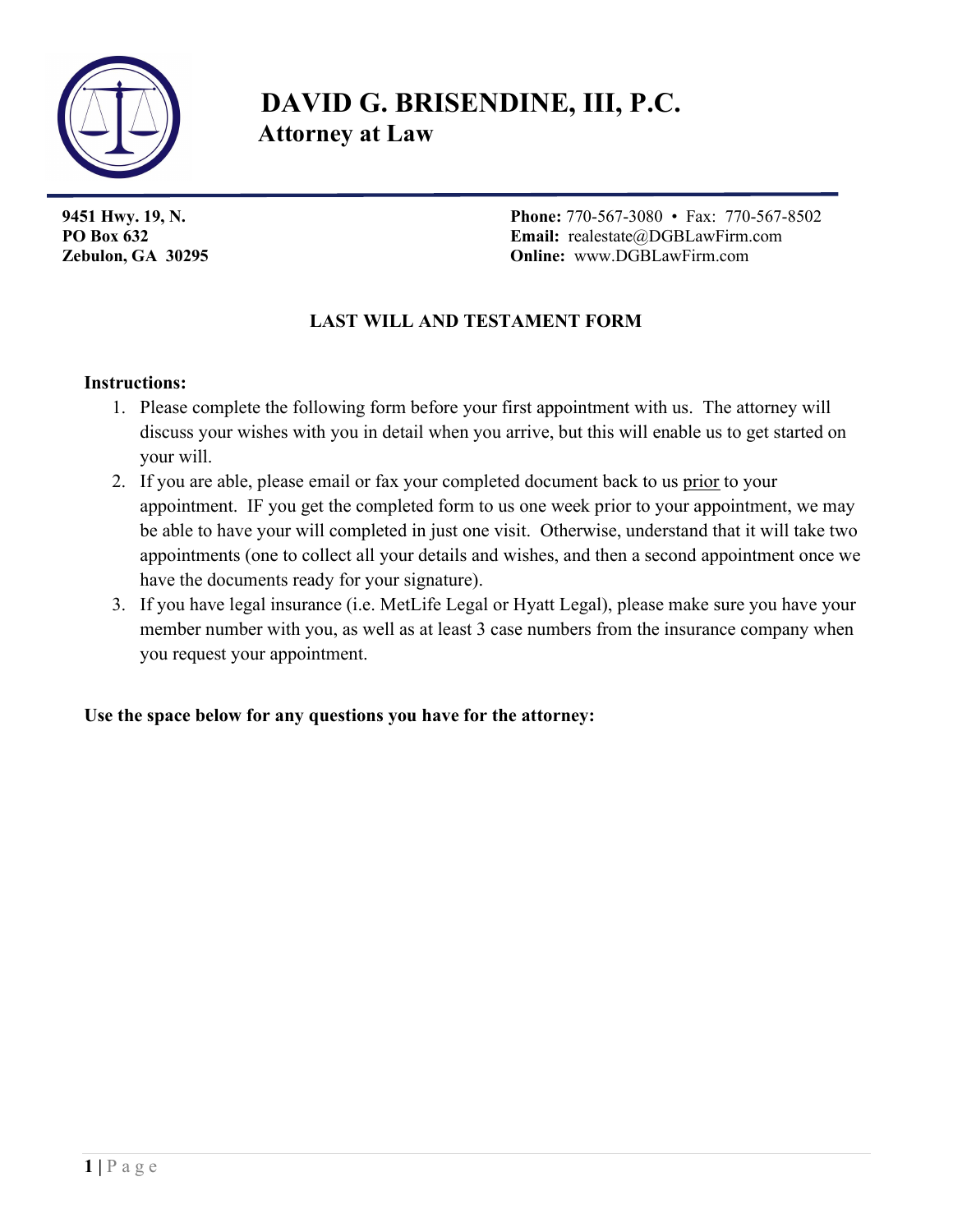# DAVID G. BRISENDINE, III, P.C.

**Attorney at Law**

**9451 Hwy. 19, N.**
**PO Box 632**
**Zebulon, GA 30295**

**Phone:** 770-567-3080 • Fax: 770-567-8502
**Email:** realestate@DGBLawFirm.com
**Online:** www.DGBLawFirm.com

## LAST WILL AND TESTAMENT FORM

**Instructions:**

1. Please complete the following form before your first appointment with us. The attorney will discuss your wishes with you in detail when you arrive, but this will enable us to get started on your will.
2. If you are able, please email or fax your completed document back to us prior to your appointment. IF you get the completed form to us one week prior to your appointment, we may be able to have your will completed in just one visit. Otherwise, understand that it will take two appointments (one to collect all your details and wishes, and then a second appointment once we have the documents ready for your signature).
3. If you have legal insurance (i.e. MetLife Legal or Hyatt Legal), please make sure you have your member number with you, as well as at least 3 case numbers from the insurance company when you request your appointment.

**Use the space below for any questions you have for the attorney:**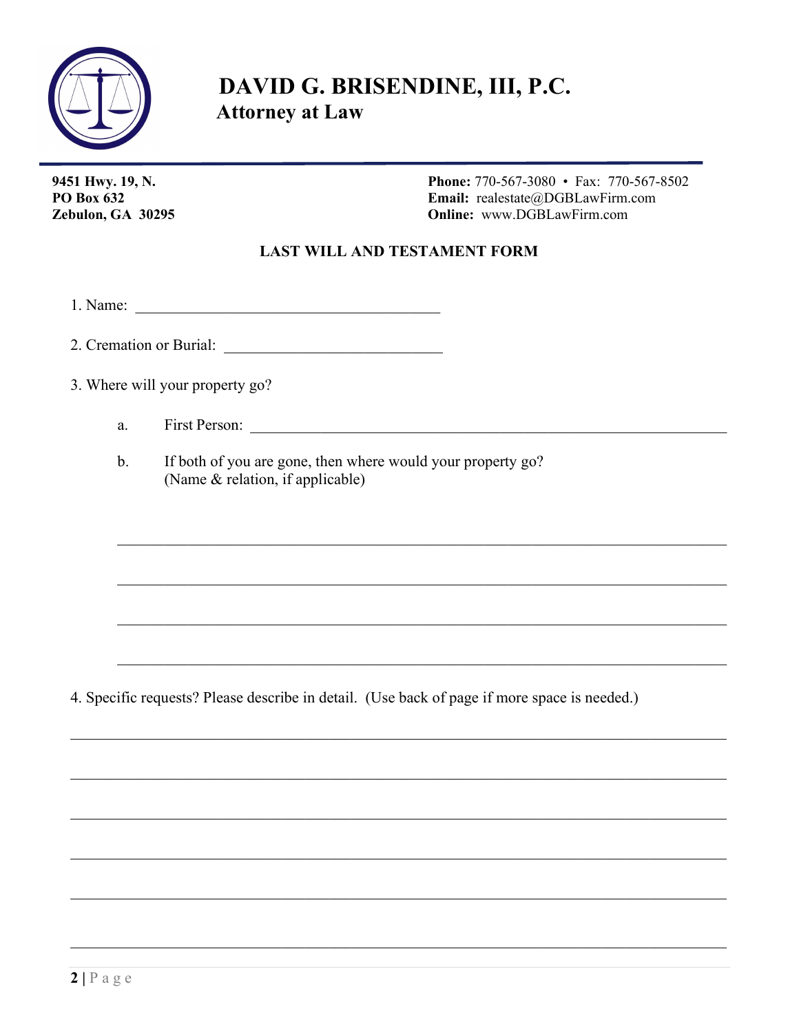# DAVID G. BRISENDINE, III, P.C.
## Attorney at Law

**9451 Hwy. 19, N.**
**PO Box 632**
**Zebulon, GA 30295**

**Phone:** 770-567-3080 • Fax: 770-567-8502
**Email:** realestate@DGBLawFirm.com
**Online:** www.DGBLawFirm.com

### LAST WILL AND TESTAMENT FORM

1. Name: ________________________________________

2. Cremation or Burial: ____________________________

3. Where will your property go?

   a. First Person: ______________________________________________________________

   b. If both of you are gone, then where would your property go?
   (Name & relation, if applicable)

   ______________________________________________________________________________

   ______________________________________________________________________________

   ______________________________________________________________________________

   ______________________________________________________________________________

4. Specific requests? Please describe in detail. (Use back of page if more space is needed.)

______________________________________________________________________________

______________________________________________________________________________

______________________________________________________________________________

______________________________________________________________________________

______________________________________________________________________________

______________________________________________________________________________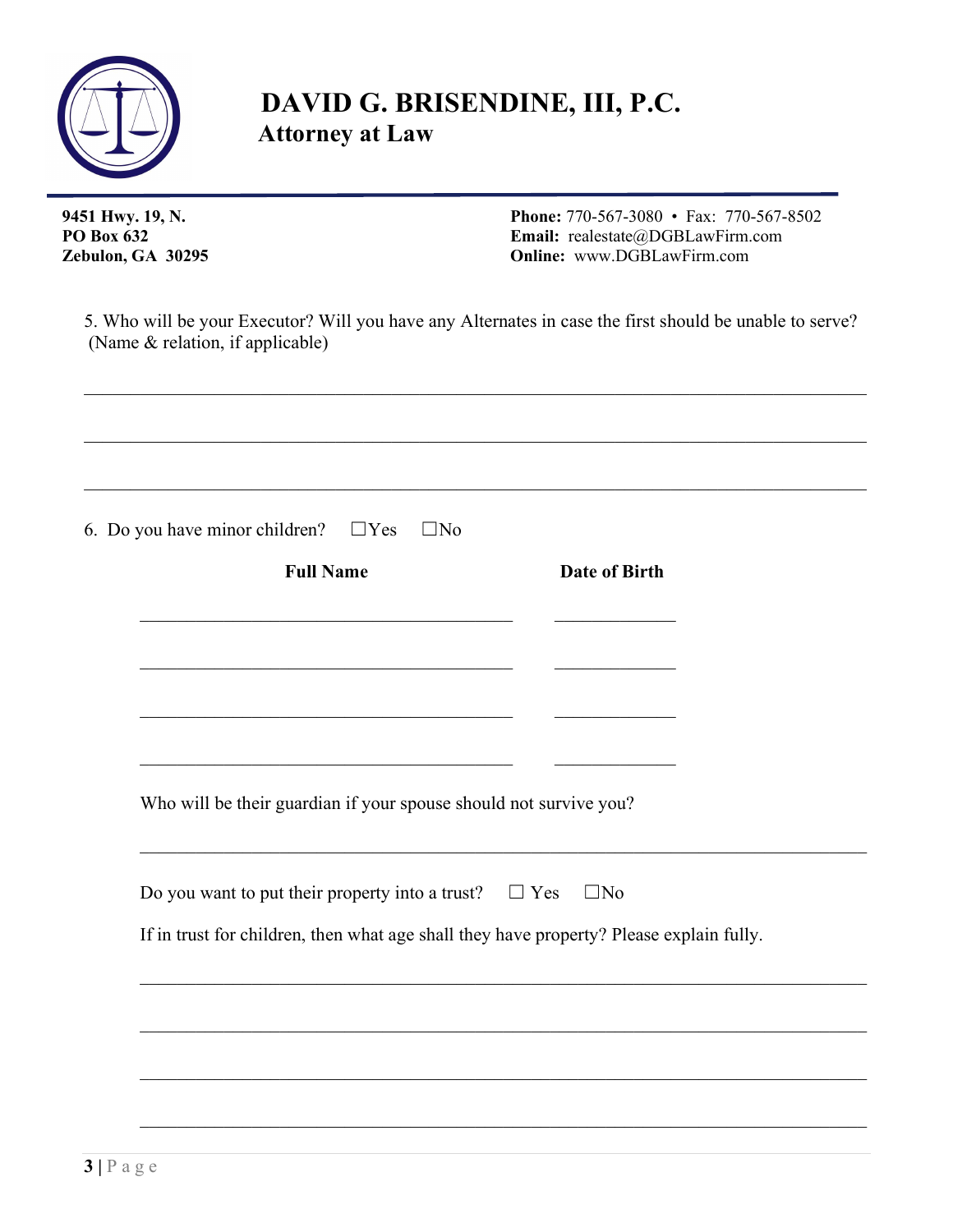# DAVID G. BRISENDINE, III, P.C.
## Attorney at Law

**9451 Hwy. 19, N.**
**PO Box 632**
**Zebulon, GA 30295**

**Phone:** 770-567-3080 • Fax: 770-567-8502
**Email:** realestate@DGBLawFirm.com
**Online:** www.DGBLawFirm.com

5. Who will be your Executor? Will you have any Alternates in case the first should be unable to serve? (Name & relation, if applicable)

______________________________________________________________________________

______________________________________________________________________________

______________________________________________________________________________

6. Do you have minor children? ☐Yes ☐No

| Full Name | Date of Birth |
|---|---|
| ____________________________________ | ___________ |
| ____________________________________ | ___________ |
| ____________________________________ | ___________ |
| ____________________________________ | ___________ |

Who will be their guardian if your spouse should not survive you?

______________________________________________________________________________

Do you want to put their property into a trust? ☐ Yes ☐No

If in trust for children, then what age shall they have property? Please explain fully.

______________________________________________________________________________

______________________________________________________________________________

______________________________________________________________________________

______________________________________________________________________________